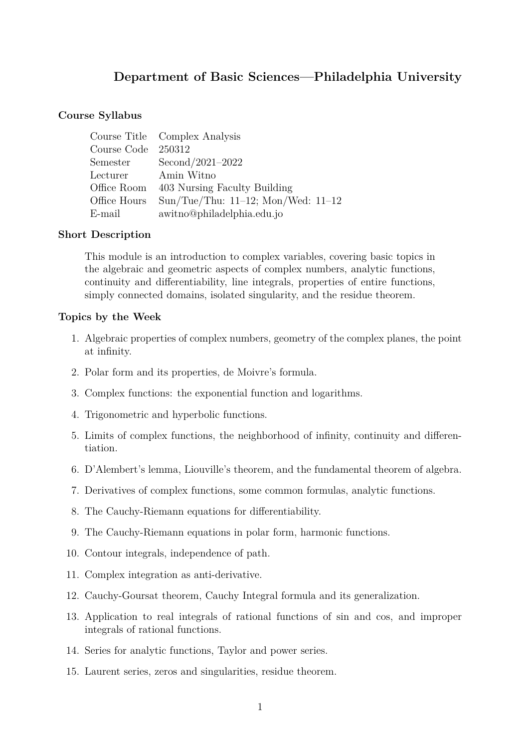# Department of Basic Sciences—Philadelphia University

## Course Syllabus

| | |
|---|---|
| Course Title | Complex Analysis |
| Course Code | 250312 |
| Semester | Second/2021–2022 |
| Lecturer | Amin Witno |
| Office Room | 403 Nursing Faculty Building |
| Office Hours | Sun/Tue/Thu: 11–12; Mon/Wed: 11–12 |
| E-mail | awitno@philadelphia.edu.jo |

## Short Description

This module is an introduction to complex variables, covering basic topics in the algebraic and geometric aspects of complex numbers, analytic functions, continuity and differentiability, line integrals, properties of entire functions, simply connected domains, isolated singularity, and the residue theorem.

## Topics by the Week

1. Algebraic properties of complex numbers, geometry of the complex planes, the point at infinity.
2. Polar form and its properties, de Moivre's formula.
3. Complex functions: the exponential function and logarithms.
4. Trigonometric and hyperbolic functions.
5. Limits of complex functions, the neighborhood of infinity, continuity and differentiation.
6. D'Alembert's lemma, Liouville's theorem, and the fundamental theorem of algebra.
7. Derivatives of complex functions, some common formulas, analytic functions.
8. The Cauchy-Riemann equations for differentiability.
9. The Cauchy-Riemann equations in polar form, harmonic functions.
10. Contour integrals, independence of path.
11. Complex integration as anti-derivative.
12. Cauchy-Goursat theorem, Cauchy Integral formula and its generalization.
13. Application to real integrals of rational functions of sin and cos, and improper integrals of rational functions.
14. Series for analytic functions, Taylor and power series.
15. Laurent series, zeros and singularities, residue theorem.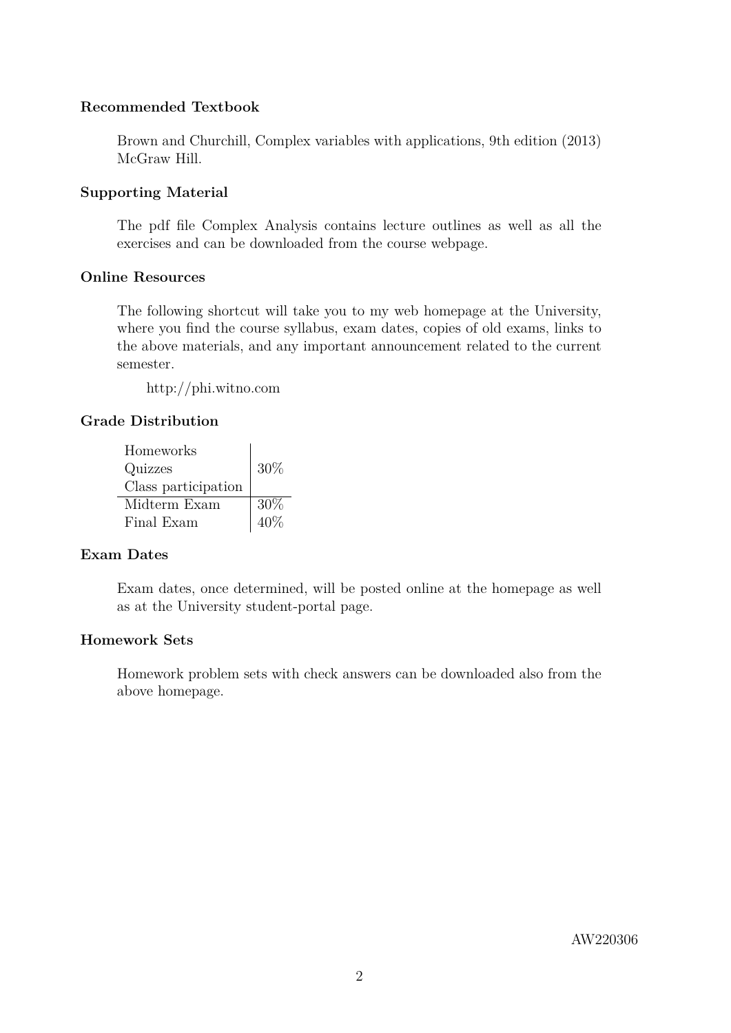**Recommended Textbook**

Brown and Churchill, Complex variables with applications, 9th edition (2013) McGraw Hill.

**Supporting Material**

The pdf file Complex Analysis contains lecture outlines as well as all the exercises and can be downloaded from the course webpage.

**Online Resources**

The following shortcut will take you to my web homepage at the University, where you find the course syllabus, exam dates, copies of old exams, links to the above materials, and any important announcement related to the current semester.

http://phi.witno.com

**Grade Distribution**

| | |
|---|---|
| Homeworks<br>Quizzes<br>Class participation | 30% |
| Midterm Exam | 30% |
| Final Exam | 40% |

**Exam Dates**

Exam dates, once determined, will be posted online at the homepage as well as at the University student-portal page.

**Homework Sets**

Homework problem sets with check answers can be downloaded also from the above homepage.

AW220306